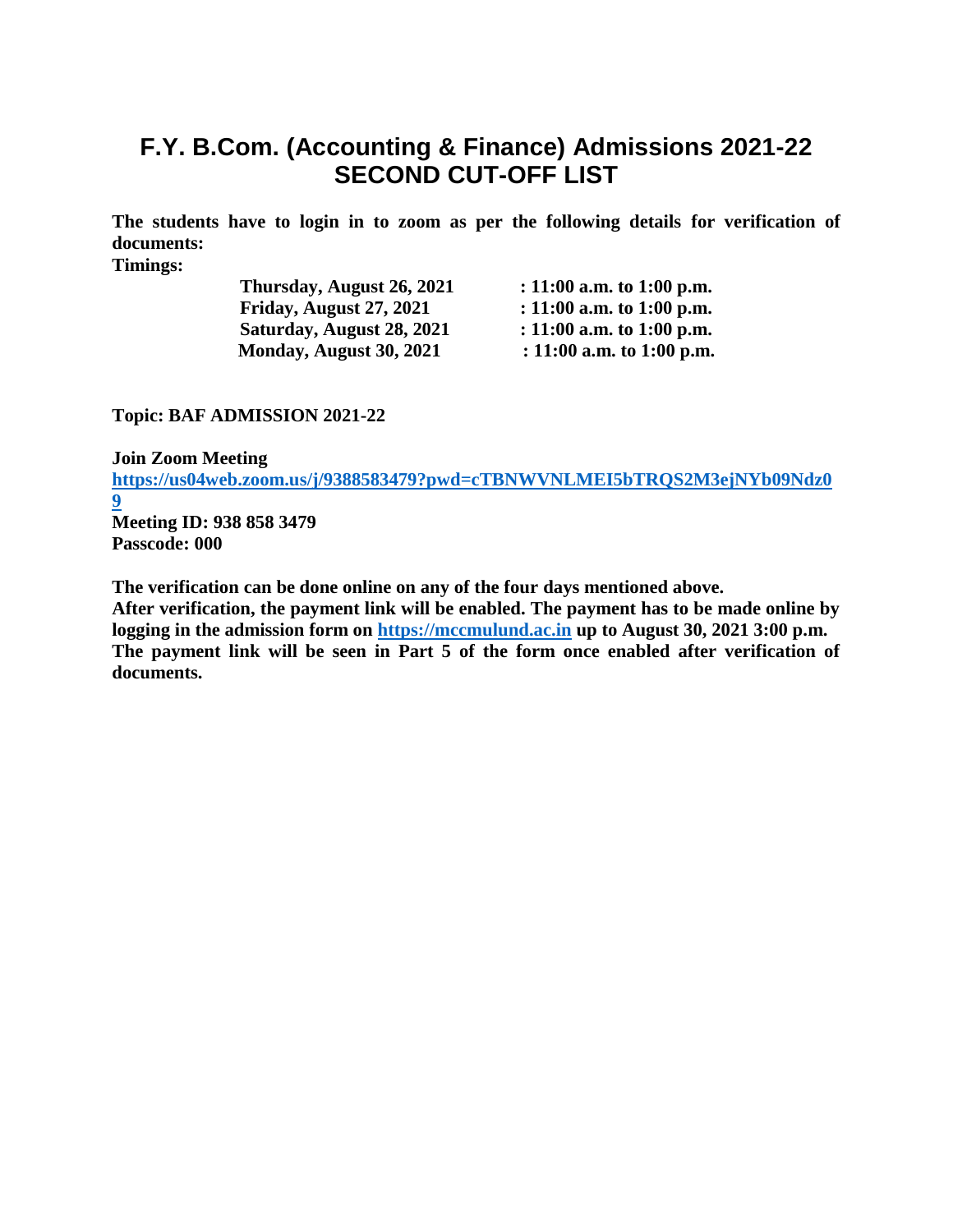# F.Y. B.Com. (Accounting & Finance) Admissions 2021-22
# SECOND CUT-OFF LIST

**The students have to login in to zoom as per the following details for verification of documents:**

**Timings:**

| | |
|---|---|
| **Thursday, August 26, 2021** | **: 11:00 a.m. to 1:00 p.m.** |
| **Friday, August 27, 2021** | **: 11:00 a.m. to 1:00 p.m.** |
| **Saturday, August 28, 2021** | **: 11:00 a.m. to 1:00 p.m.** |
| **Monday, August 30, 2021** | **: 11:00 a.m. to 1:00 p.m.** |

**Topic: BAF ADMISSION 2021-22**

**Join Zoom Meeting**
**https://us04web.zoom.us/j/9388583479?pwd=cTBNWVNLMEI5bTRQS2M3ejNYb09Ndz09**
**Meeting ID: 938 858 3479**
**Passcode: 000**

**The verification can be done online on any of the four days mentioned above.**
**After verification, the payment link will be enabled. The payment has to be made online by logging in the admission form on https://mccmulund.ac.in up to August 30, 2021 3:00 p.m.**
**The payment link will be seen in Part 5 of the form once enabled after verification of documents.**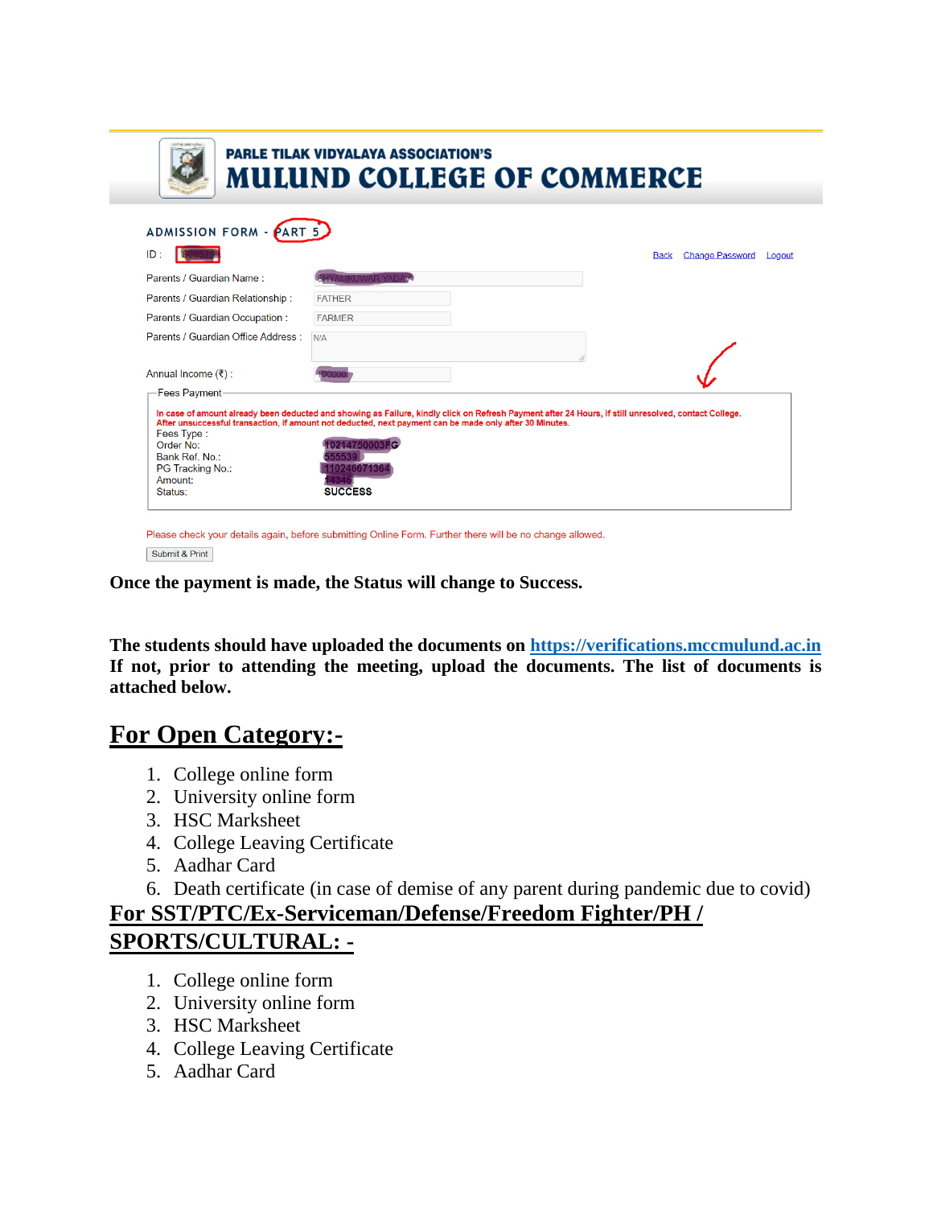PARLE TILAK VIDYALAYA ASSOCIATION'S

**MULUND COLLEGE OF COMMERCE**

ADMISSION FORM - PART 5

ID :

Back | Change Password | Logout

Parents / Guardian Name :

Parents / Guardian Relationship : FATHER

Parents / Guardian Occupation : FARMER

Parents / Guardian Office Address : N/A

Annual Income (₹) :

Fees Payment

In case of amount already been deducted and showing as Failure, kindly click on Refresh Payment after 24 Hours, if still unresolved, contact College.
After unsuccessful transaction, if amount not deducted, next payment can be made only after 30 Minutes.

Fees Type :
Order No:
Bank Ref. No.:
PG Tracking No.:
Amount:
Status: SUCCESS

Please check your details again, before submitting Online Form. Further there will be no change allowed.

Submit & Print

**Once the payment is made, the Status will change to Success.**

**The students should have uploaded the documents on [https://verifications.mccmulund.ac.in](https://verifications.mccmulund.ac.in) If not, prior to attending the meeting, upload the documents. The list of documents is attached below.**

## For Open Category:-

1. College online form
2. University online form
3. HSC Marksheet
4. College Leaving Certificate
5. Aadhar Card
6. Death certificate (in case of demise of any parent during pandemic due to covid)

## For SST/PTC/Ex-Serviceman/Defense/Freedom Fighter/PH / SPORTS/CULTURAL: -

1. College online form
2. University online form
3. HSC Marksheet
4. College Leaving Certificate
5. Aadhar Card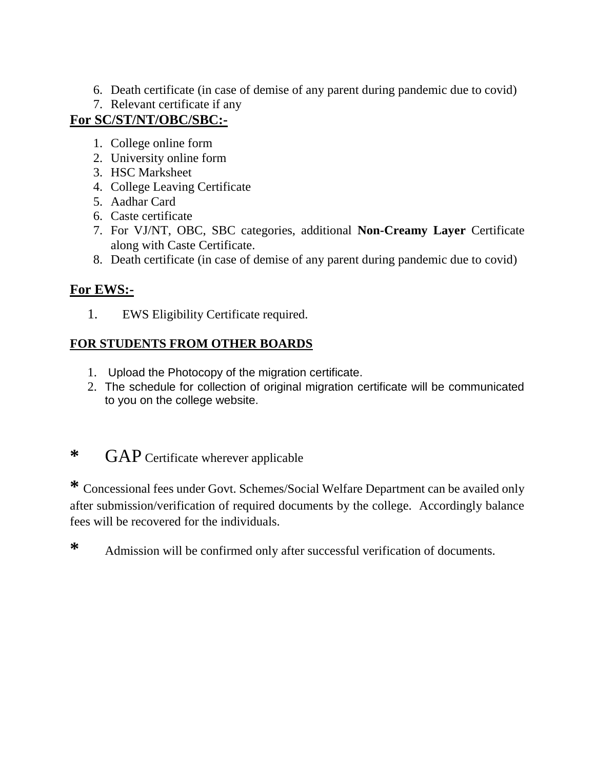6. Death certificate (in case of demise of any parent during pandemic due to covid)
7. Relevant certificate if any

**For SC/ST/NT/OBC/SBC:-**

1. College online form
2. University online form
3. HSC Marksheet
4. College Leaving Certificate
5. Aadhar Card
6. Caste certificate
7. For VJ/NT, OBC, SBC categories, additional **Non-Creamy Layer** Certificate along with Caste Certificate.
8. Death certificate (in case of demise of any parent during pandemic due to covid)

**For EWS:-**

1. EWS Eligibility Certificate required.

**FOR STUDENTS FROM OTHER BOARDS**

1. Upload the Photocopy of the migration certificate.
2. The schedule for collection of original migration certificate will be communicated to you on the college website.

* GAP Certificate wherever applicable

* Concessional fees under Govt. Schemes/Social Welfare Department can be availed only after submission/verification of required documents by the college. Accordingly balance fees will be recovered for the individuals.

* Admission will be confirmed only after successful verification of documents.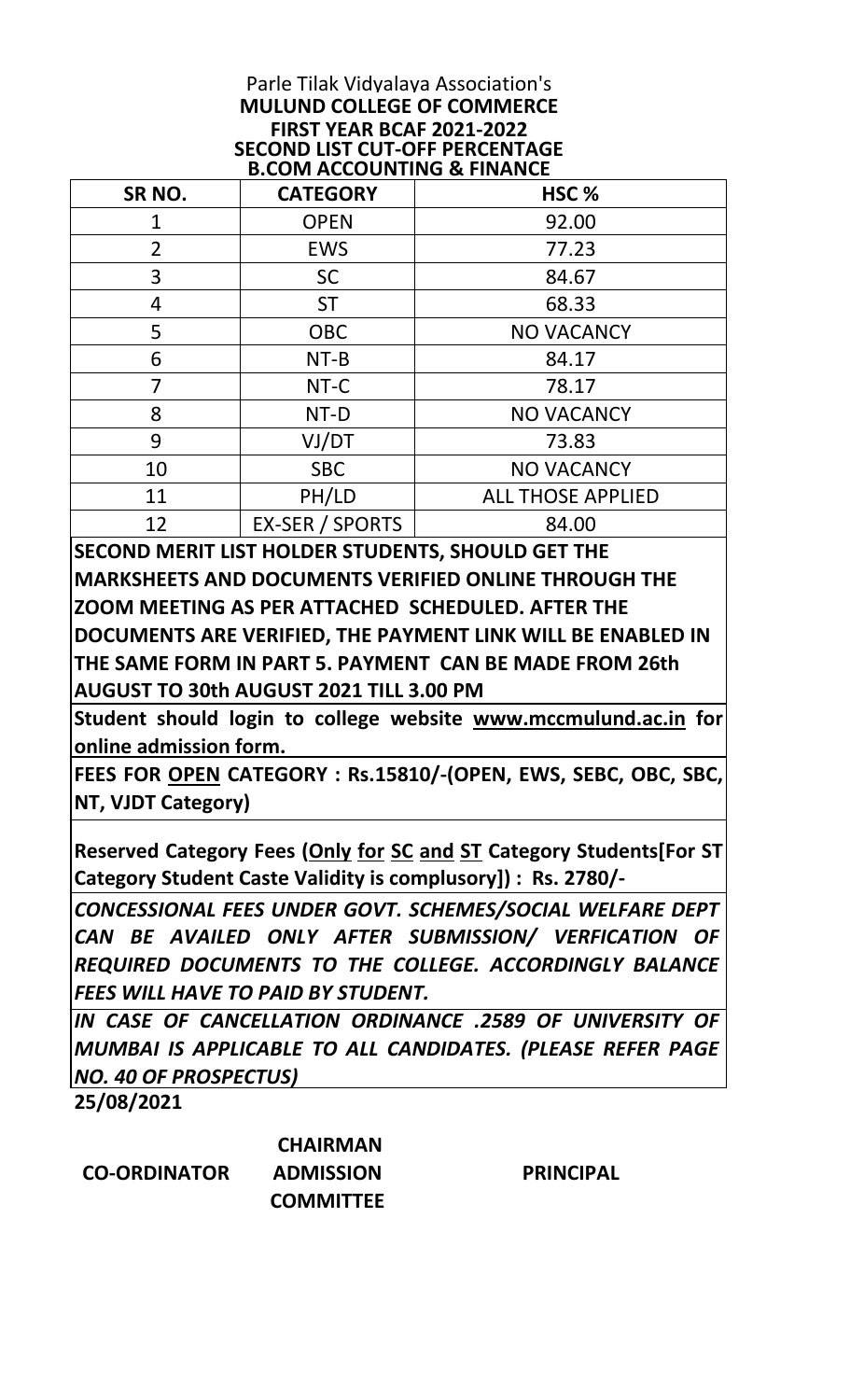Parle Tilak Vidyalaya Association's

**MULUND COLLEGE OF COMMERCE**

**FIRST YEAR BCAF 2021-2022**

**SECOND LIST CUT-OFF PERCENTAGE**

**B.COM ACCOUNTING & FINANCE**

| SR NO. | CATEGORY | HSC % |
|---|---|---|
| 1 | OPEN | 92.00 |
| 2 | EWS | 77.23 |
| 3 | SC | 84.67 |
| 4 | ST | 68.33 |
| 5 | OBC | NO VACANCY |
| 6 | NT-B | 84.17 |
| 7 | NT-C | 78.17 |
| 8 | NT-D | NO VACANCY |
| 9 | VJ/DT | 73.83 |
| 10 | SBC | NO VACANCY |
| 11 | PH/LD | ALL THOSE APPLIED |
| 12 | EX-SER / SPORTS | 84.00 |

**SECOND MERIT LIST HOLDER STUDENTS, SHOULD GET THE MARKSHEETS AND DOCUMENTS VERIFIED ONLINE THROUGH THE ZOOM MEETING AS PER ATTACHED SCHEDULED. AFTER THE DOCUMENTS ARE VERIFIED, THE PAYMENT LINK WILL BE ENABLED IN THE SAME FORM IN PART 5. PAYMENT CAN BE MADE FROM 26th AUGUST TO 30th AUGUST 2021 TILL 3.00 PM**

**Student should login to college website www.mccmulund.ac.in for online admission form.**

**FEES FOR OPEN CATEGORY : Rs.15810/-(OPEN, EWS, SEBC, OBC, SBC, NT, VJDT Category)**

**Reserved Category Fees (Only for SC and ST Category Students[For ST Category Student Caste Validity is complusory]) : Rs. 2780/-**

***CONCESSIONAL FEES UNDER GOVT. SCHEMES/SOCIAL WELFARE DEPT CAN BE AVAILED ONLY AFTER SUBMISSION/ VERFICATION OF REQUIRED DOCUMENTS TO THE COLLEGE. ACCORDINGLY BALANCE FEES WILL HAVE TO PAID BY STUDENT.***

***IN CASE OF CANCELLATION ORDINANCE .2589 OF UNIVERSITY OF MUMBAI IS APPLICABLE TO ALL CANDIDATES. (PLEASE REFER PAGE NO. 40 OF PROSPECTUS)***

**25/08/2021**

**CO-ORDINATOR** | **CHAIRMAN ADMISSION COMMITTEE** | **PRINCIPAL**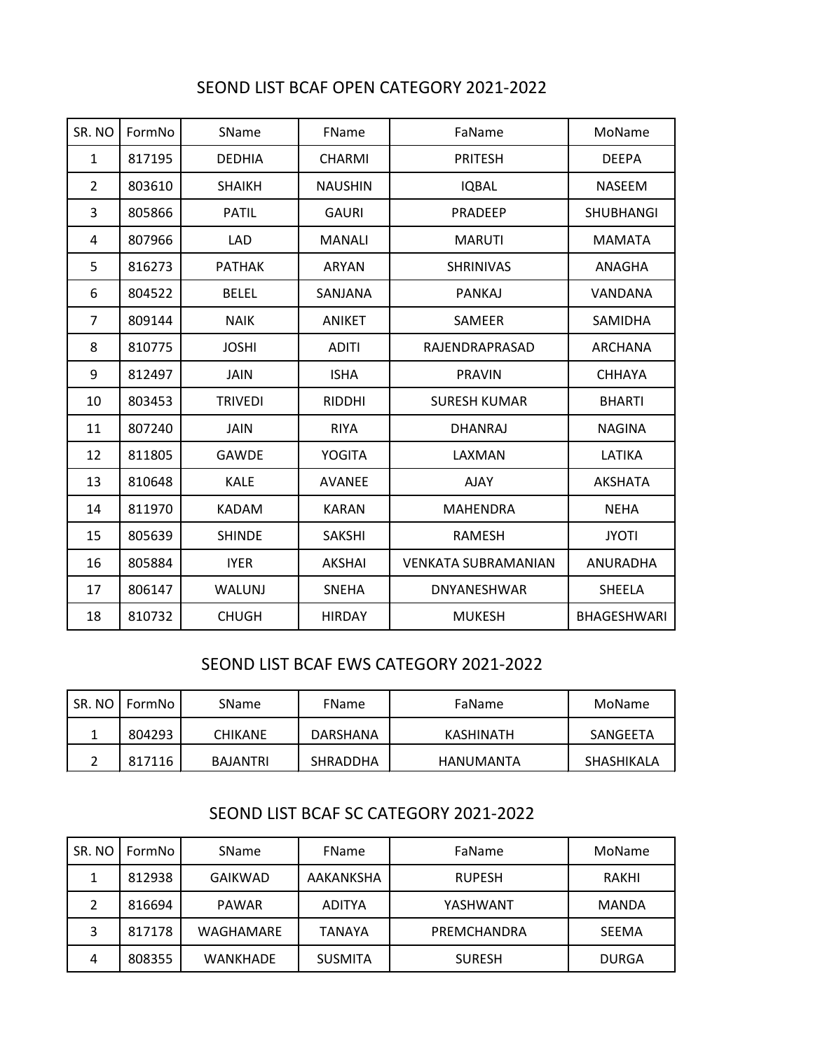## SEOND LIST BCAF OPEN CATEGORY 2021-2022

| SR. NO | FormNo | SName | FName | FaName | MoName |
|---|---|---|---|---|---|
| 1 | 817195 | DEDHIA | CHARMI | PRITESH | DEEPA |
| 2 | 803610 | SHAIKH | NAUSHIN | IQBAL | NASEEM |
| 3 | 805866 | PATIL | GAURI | PRADEEP | SHUBHANGI |
| 4 | 807966 | LAD | MANALI | MARUTI | MAMATA |
| 5 | 816273 | PATHAK | ARYAN | SHRINIVAS | ANAGHA |
| 6 | 804522 | BELEL | SANJANA | PANKAJ | VANDANA |
| 7 | 809144 | NAIK | ANIKET | SAMEER | SAMIDHA |
| 8 | 810775 | JOSHI | ADITI | RAJENDRAPRASAD | ARCHANA |
| 9 | 812497 | JAIN | ISHA | PRAVIN | CHHAYA |
| 10 | 803453 | TRIVEDI | RIDDHI | SURESH KUMAR | BHARTI |
| 11 | 807240 | JAIN | RIYA | DHANRAJ | NAGINA |
| 12 | 811805 | GAWDE | YOGITA | LAXMAN | LATIKA |
| 13 | 810648 | KALE | AVANEE | AJAY | AKSHATA |
| 14 | 811970 | KADAM | KARAN | MAHENDRA | NEHA |
| 15 | 805639 | SHINDE | SAKSHI | RAMESH | JYOTI |
| 16 | 805884 | IYER | AKSHAI | VENKATA SUBRAMANIAN | ANURADHA |
| 17 | 806147 | WALUNJ | SNEHA | DNYANESHWAR | SHEELA |
| 18 | 810732 | CHUGH | HIRDAY | MUKESH | BHAGESHWARI |

## SEOND LIST BCAF EWS CATEGORY 2021-2022

| SR. NO | FormNo | SName | FName | FaName | MoName |
|---|---|---|---|---|---|
| 1 | 804293 | CHIKANE | DARSHANA | KASHINATH | SANGEETA |
| 2 | 817116 | BAJANTRI | SHRADDHA | HANUMANTA | SHASHIKALA |

## SEOND LIST BCAF SC CATEGORY 2021-2022

| SR. NO | FormNo | SName | FName | FaName | MoName |
|---|---|---|---|---|---|
| 1 | 812938 | GAIKWAD | AAKANKSHA | RUPESH | RAKHI |
| 2 | 816694 | PAWAR | ADITYA | YASHWANT | MANDA |
| 3 | 817178 | WAGHAMARE | TANAYA | PREMCHANDRA | SEEMA |
| 4 | 808355 | WANKHADE | SUSMITA | SURESH | DURGA |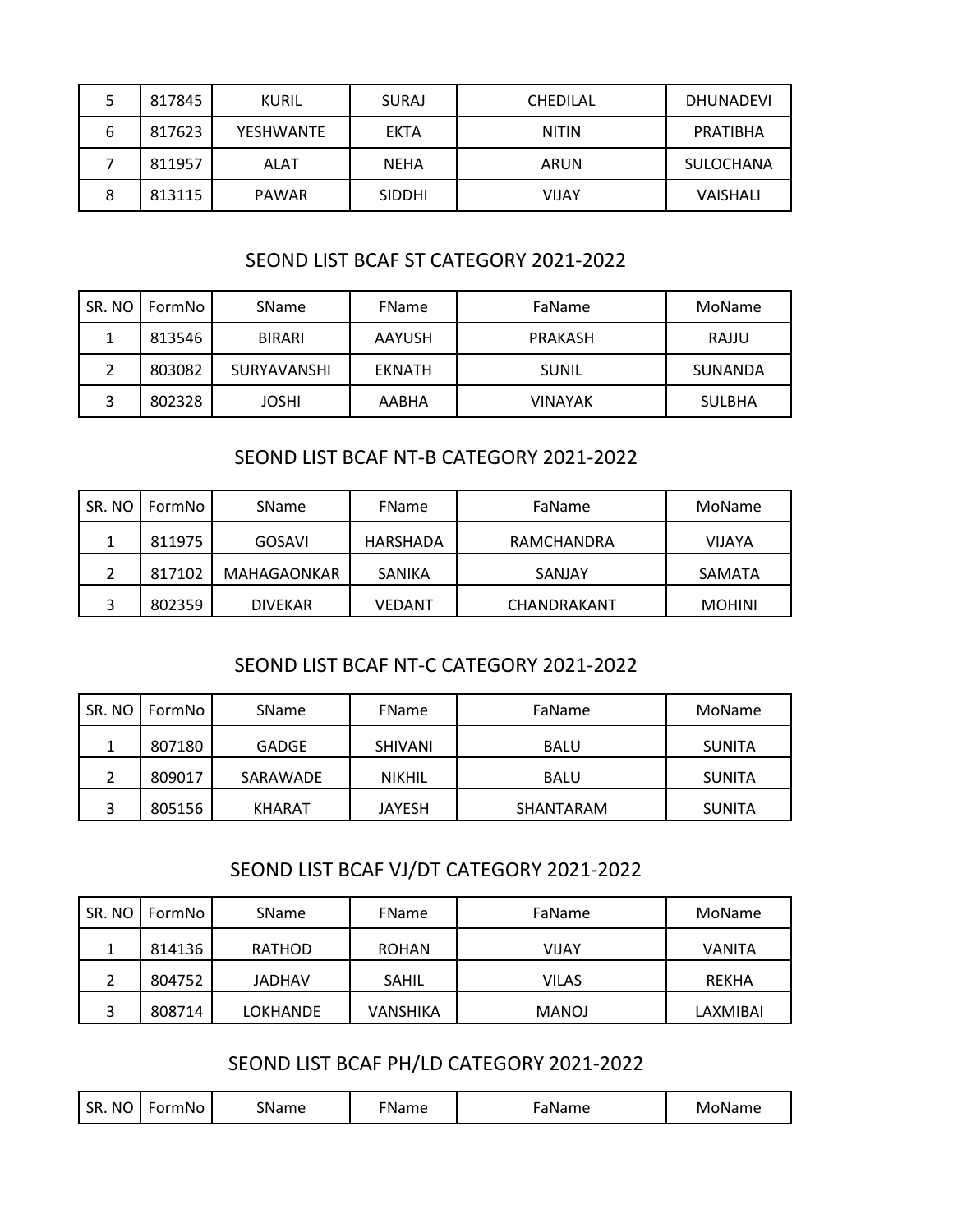| 5 | 817845 | KURIL | SURAJ | CHEDILAL | DHUNADEVI |
|---|---|---|---|---|---|
| 6 | 817623 | YESHWANTE | EKTA | NITIN | PRATIBHA |
| 7 | 811957 | ALAT | NEHA | ARUN | SULOCHANA |
| 8 | 813115 | PAWAR | SIDDHI | VIJAY | VAISHALI |

## SEOND LIST BCAF ST CATEGORY 2021-2022

| SR. NO | FormNo | SName | FName | FaName | MoName |
|---|---|---|---|---|---|
| 1 | 813546 | BIRARI | AAYUSH | PRAKASH | RAJJU |
| 2 | 803082 | SURYAVANSHI | EKNATH | SUNIL | SUNANDA |
| 3 | 802328 | JOSHI | AABHA | VINAYAK | SULBHA |

## SEOND LIST BCAF NT-B CATEGORY 2021-2022

| SR. NO | FormNo | SName | FName | FaName | MoName |
|---|---|---|---|---|---|
| 1 | 811975 | GOSAVI | HARSHADA | RAMCHANDRA | VIJAYA |
| 2 | 817102 | MAHAGAONKAR | SANIKA | SANJAY | SAMATA |
| 3 | 802359 | DIVEKAR | VEDANT | CHANDRAKANT | MOHINI |

## SEOND LIST BCAF NT-C CATEGORY 2021-2022

| SR. NO | FormNo | SName | FName | FaName | MoName |
|---|---|---|---|---|---|
| 1 | 807180 | GADGE | SHIVANI | BALU | SUNITA |
| 2 | 809017 | SARAWADE | NIKHIL | BALU | SUNITA |
| 3 | 805156 | KHARAT | JAYESH | SHANTARAM | SUNITA |

## SEOND LIST BCAF VJ/DT CATEGORY 2021-2022

| SR. NO | FormNo | SName | FName | FaName | MoName |
|---|---|---|---|---|---|
| 1 | 814136 | RATHOD | ROHAN | VIJAY | VANITA |
| 2 | 804752 | JADHAV | SAHIL | VILAS | REKHA |
| 3 | 808714 | LOKHANDE | VANSHIKA | MANOJ | LAXMIBAI |

## SEOND LIST BCAF PH/LD CATEGORY 2021-2022

| SR. NO | FormNo | SName | FName | FaName | MoName |
|---|---|---|---|---|---|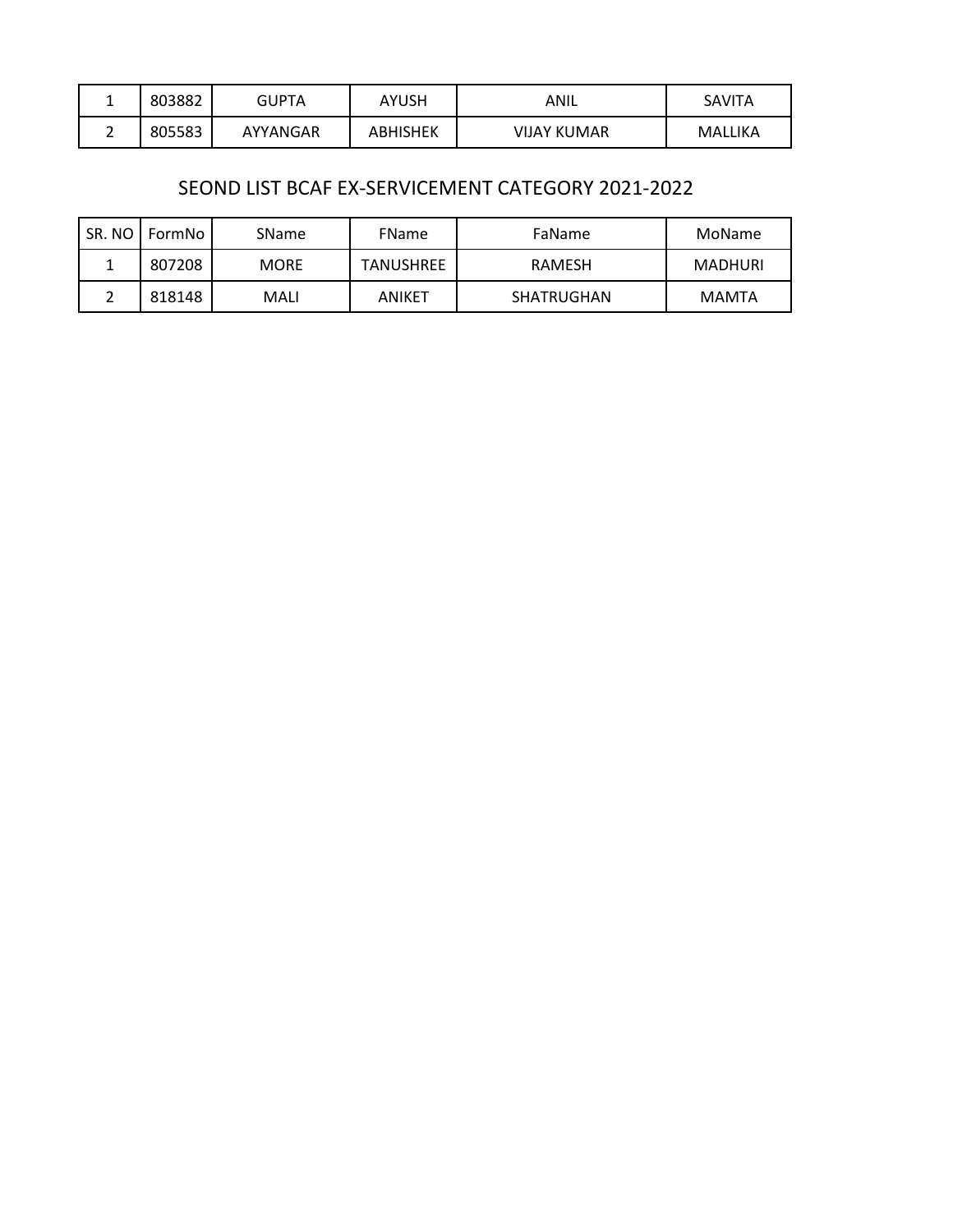| | | | | | |
|---|---|---|---|---|---|
| 1 | 803882 | GUPTA | AYUSH | ANIL | SAVITA |
| 2 | 805583 | AYYANGAR | ABHISHEK | VIJAY KUMAR | MALLIKA |

## SEOND LIST BCAF EX-SERVICEMENT CATEGORY 2021-2022

| SR. NO | FormNo | SName | FName | FaName | MoName |
|---|---|---|---|---|---|
| 1 | 807208 | MORE | TANUSHREE | RAMESH | MADHURI |
| 2 | 818148 | MALI | ANIKET | SHATRUGHAN | MAMTA |